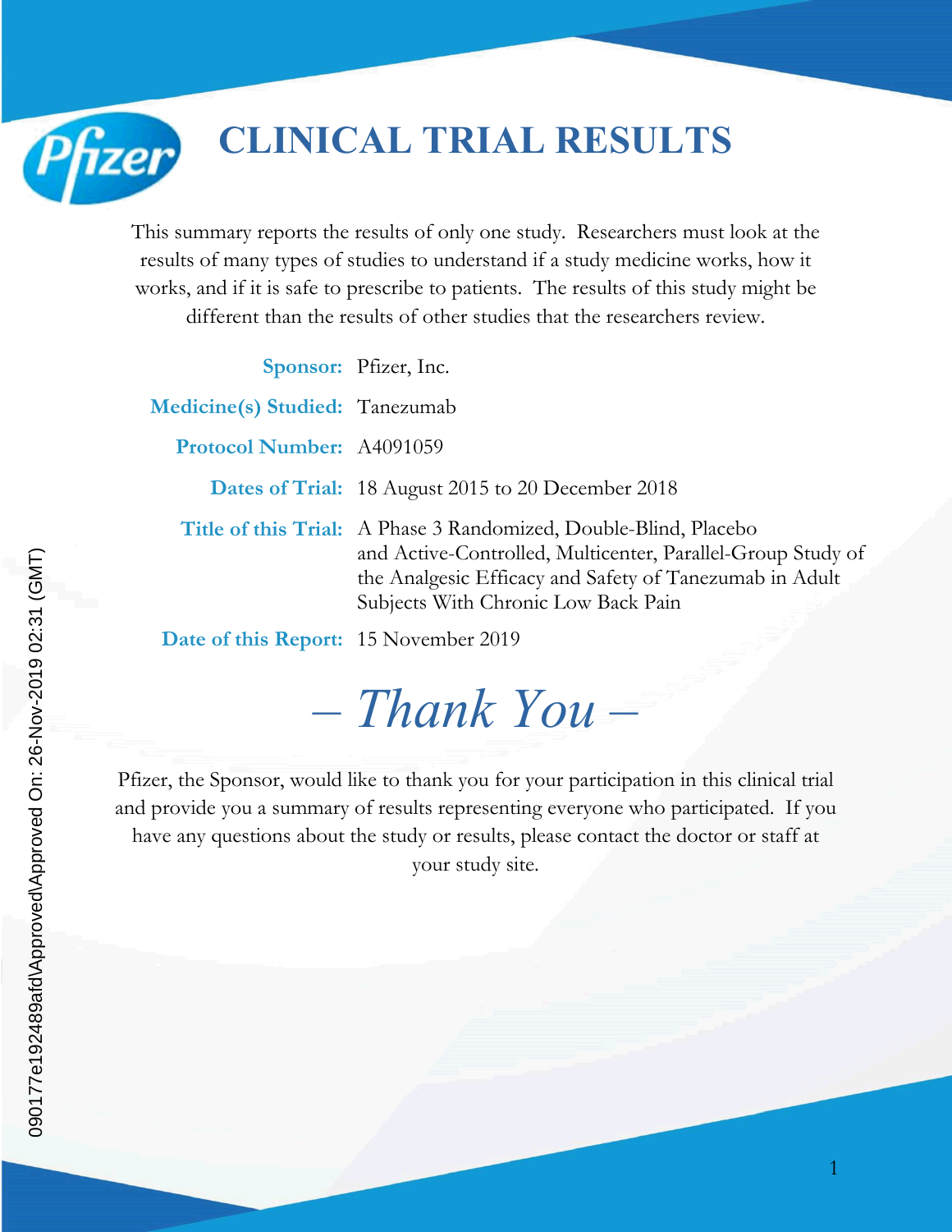# CLINICAL TRIAL RESULTS

This summary reports the results of only one study. Researchers must look at the results of many types of studies to understand if a study medicine works, how it works, and if it is safe to prescribe to patients. The results of this study might be different than the results of other studies that the researchers review.

**Sponsor:** Pfizer, Inc.

**Medicine(s) Studied:** Tanezumab

**Protocol Number:** A4091059

**Dates of Trial:** 18 August 2015 to 20 December 2018

**Title of this Trial:** A Phase 3 Randomized, Double-Blind, Placebo and Active-Controlled, Multicenter, Parallel-Group Study of the Analgesic Efficacy and Safety of Tanezumab in Adult Subjects With Chronic Low Back Pain

**Date of this Report:** 15 November 2019

## *– Thank You –*

Pfizer, the Sponsor, would like to thank you for your participation in this clinical trial and provide you a summary of results representing everyone who participated. If you have any questions about the study or results, please contact the doctor or staff at your study site.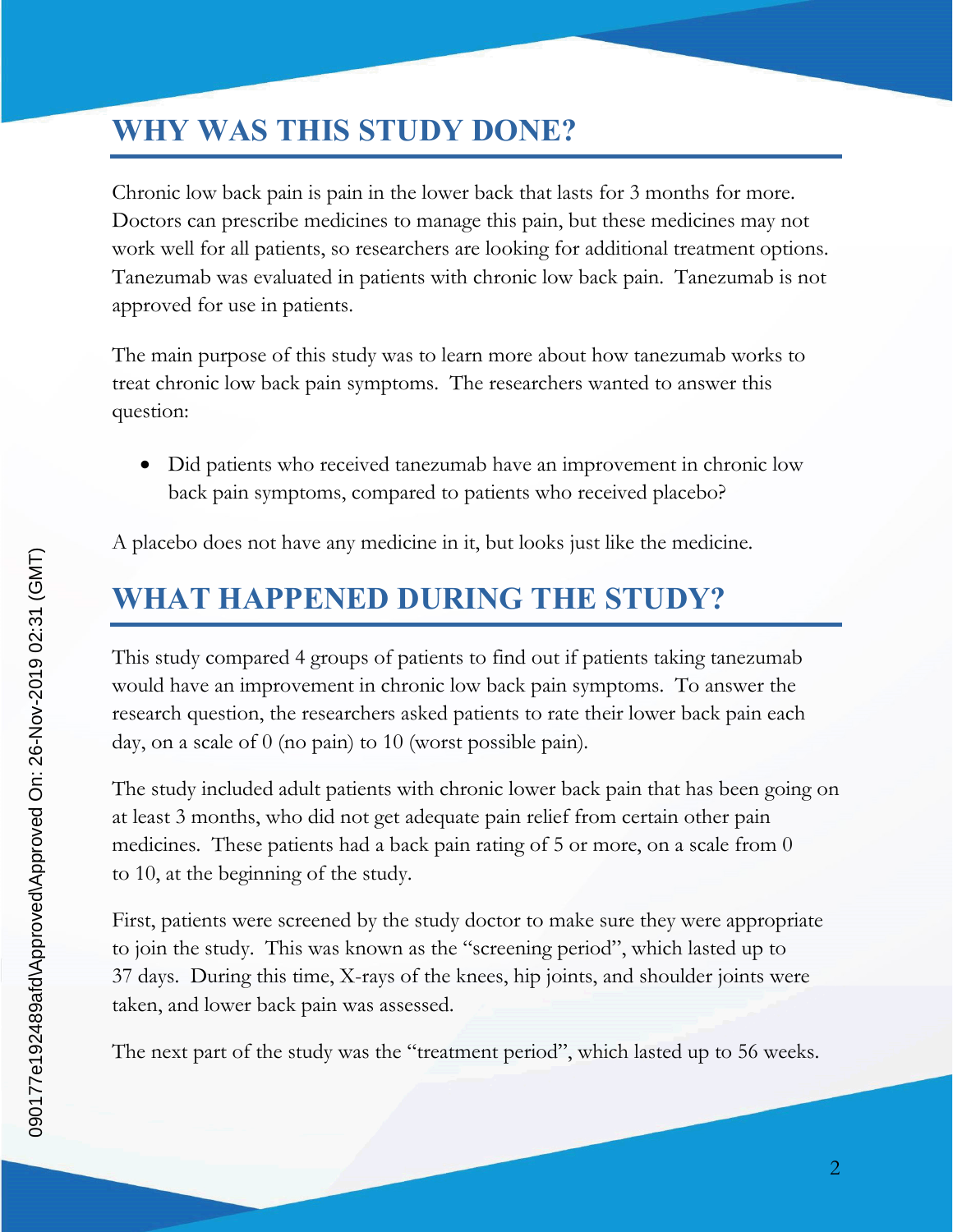## WHY WAS THIS STUDY DONE?

Chronic low back pain is pain in the lower back that lasts for 3 months for more. Doctors can prescribe medicines to manage this pain, but these medicines may not work well for all patients, so researchers are looking for additional treatment options. Tanezumab was evaluated in patients with chronic low back pain. Tanezumab is not approved for use in patients.

The main purpose of this study was to learn more about how tanezumab works to treat chronic low back pain symptoms. The researchers wanted to answer this question:

- Did patients who received tanezumab have an improvement in chronic low back pain symptoms, compared to patients who received placebo?

A placebo does not have any medicine in it, but looks just like the medicine.

## WHAT HAPPENED DURING THE STUDY?

This study compared 4 groups of patients to find out if patients taking tanezumab would have an improvement in chronic low back pain symptoms. To answer the research question, the researchers asked patients to rate their lower back pain each day, on a scale of 0 (no pain) to 10 (worst possible pain).

The study included adult patients with chronic lower back pain that has been going on at least 3 months, who did not get adequate pain relief from certain other pain medicines. These patients had a back pain rating of 5 or more, on a scale from 0 to 10, at the beginning of the study.

First, patients were screened by the study doctor to make sure they were appropriate to join the study. This was known as the "screening period", which lasted up to 37 days. During this time, X-rays of the knees, hip joints, and shoulder joints were taken, and lower back pain was assessed.

The next part of the study was the "treatment period", which lasted up to 56 weeks.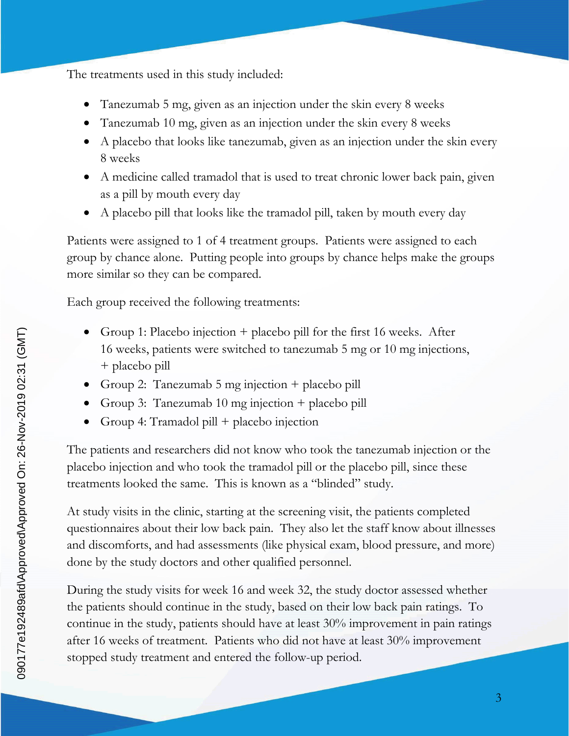The treatments used in this study included:

- Tanezumab 5 mg, given as an injection under the skin every 8 weeks
- Tanezumab 10 mg, given as an injection under the skin every 8 weeks
- A placebo that looks like tanezumab, given as an injection under the skin every 8 weeks
- A medicine called tramadol that is used to treat chronic lower back pain, given as a pill by mouth every day
- A placebo pill that looks like the tramadol pill, taken by mouth every day

Patients were assigned to 1 of 4 treatment groups. Patients were assigned to each group by chance alone. Putting people into groups by chance helps make the groups more similar so they can be compared.

Each group received the following treatments:

- Group 1: Placebo injection + placebo pill for the first 16 weeks. After 16 weeks, patients were switched to tanezumab 5 mg or 10 mg injections, + placebo pill
- Group 2: Tanezumab 5 mg injection + placebo pill
- Group 3: Tanezumab 10 mg injection + placebo pill
- Group 4: Tramadol pill + placebo injection

The patients and researchers did not know who took the tanezumab injection or the placebo injection and who took the tramadol pill or the placebo pill, since these treatments looked the same. This is known as a "blinded" study.

At study visits in the clinic, starting at the screening visit, the patients completed questionnaires about their low back pain. They also let the staff know about illnesses and discomforts, and had assessments (like physical exam, blood pressure, and more) done by the study doctors and other qualified personnel.

During the study visits for week 16 and week 32, the study doctor assessed whether the patients should continue in the study, based on their low back pain ratings. To continue in the study, patients should have at least 30% improvement in pain ratings after 16 weeks of treatment. Patients who did not have at least 30% improvement stopped study treatment and entered the follow-up period.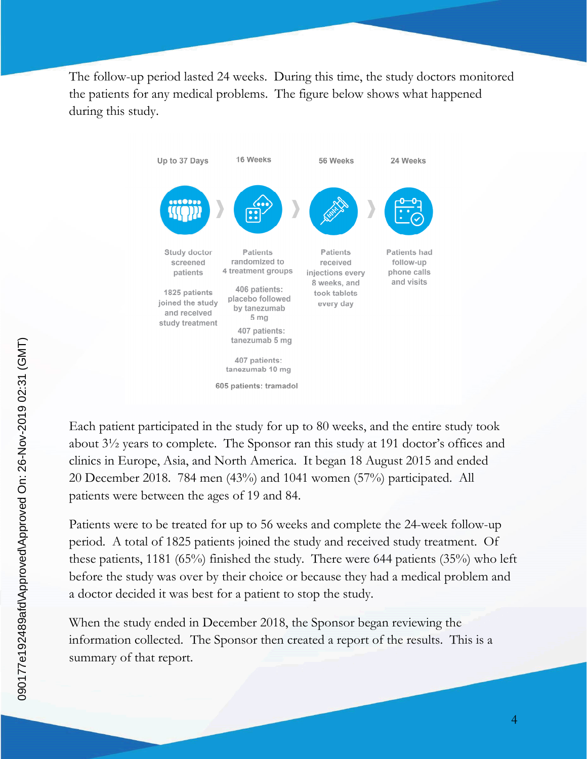The follow-up period lasted 24 weeks. During this time, the study doctors monitored the patients for any medical problems. The figure below shows what happened during this study.

| Up to 37 Days | 16 Weeks | 56 Weeks | 24 Weeks |
| --- | --- | --- | --- |
| Study doctor screened patients | Patients randomized to 4 treatment groups | Patients received injections every 8 weeks, and took tablets every day | Patients had follow-up phone calls and visits |
| 1825 patients joined the study and received study treatment | 406 patients: placebo followed by tanezumab 5 mg | | |
| | 407 patients: tanezumab 5 mg | | |
| | 407 patients: tanezumab 10 mg | | |
| | 605 patients: tramadol | | |

Each patient participated in the study for up to 80 weeks, and the entire study took about 3½ years to complete. The Sponsor ran this study at 191 doctor's offices and clinics in Europe, Asia, and North America. It began 18 August 2015 and ended 20 December 2018. 784 men (43%) and 1041 women (57%) participated. All patients were between the ages of 19 and 84.

Patients were to be treated for up to 56 weeks and complete the 24-week follow-up period. A total of 1825 patients joined the study and received study treatment. Of these patients, 1181 (65%) finished the study. There were 644 patients (35%) who left before the study was over by their choice or because they had a medical problem and a doctor decided it was best for a patient to stop the study.

When the study ended in December 2018, the Sponsor began reviewing the information collected. The Sponsor then created a report of the results. This is a summary of that report.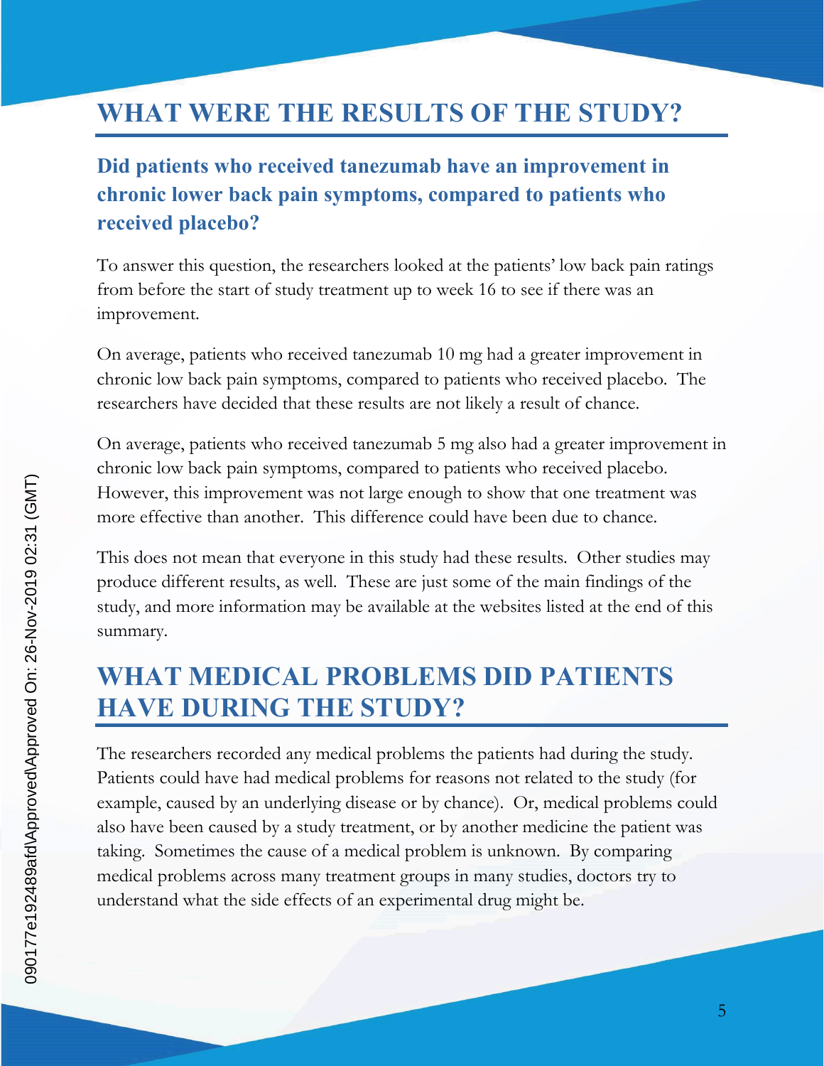## WHAT WERE THE RESULTS OF THE STUDY?

### Did patients who received tanezumab have an improvement in chronic lower back pain symptoms, compared to patients who received placebo?

To answer this question, the researchers looked at the patients' low back pain ratings from before the start of study treatment up to week 16 to see if there was an improvement.

On average, patients who received tanezumab 10 mg had a greater improvement in chronic low back pain symptoms, compared to patients who received placebo. The researchers have decided that these results are not likely a result of chance.

On average, patients who received tanezumab 5 mg also had a greater improvement in chronic low back pain symptoms, compared to patients who received placebo. However, this improvement was not large enough to show that one treatment was more effective than another. This difference could have been due to chance.

This does not mean that everyone in this study had these results. Other studies may produce different results, as well. These are just some of the main findings of the study, and more information may be available at the websites listed at the end of this summary.

## WHAT MEDICAL PROBLEMS DID PATIENTS HAVE DURING THE STUDY?

The researchers recorded any medical problems the patients had during the study. Patients could have had medical problems for reasons not related to the study (for example, caused by an underlying disease or by chance). Or, medical problems could also have been caused by a study treatment, or by another medicine the patient was taking. Sometimes the cause of a medical problem is unknown. By comparing medical problems across many treatment groups in many studies, doctors try to understand what the side effects of an experimental drug might be.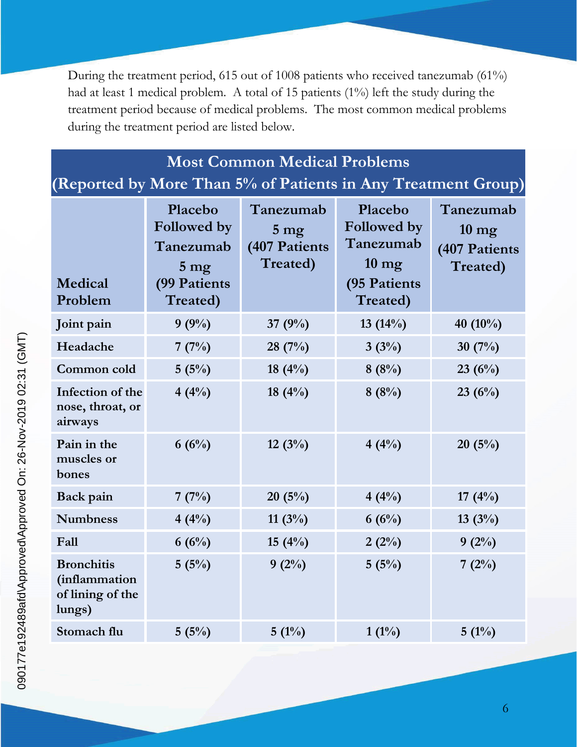During the treatment period, 615 out of 1008 patients who received tanezumab (61%) had at least 1 medical problem. A total of 15 patients (1%) left the study during the treatment period because of medical problems. The most common medical problems during the treatment period are listed below.

**Most Common Medical Problems (Reported by More Than 5% of Patients in Any Treatment Group)**

| Medical Problem | Placebo Followed by Tanezumab 5 mg (99 Patients Treated) | Tanezumab 5 mg (407 Patients Treated) | Placebo Followed by Tanezumab 10 mg (95 Patients Treated) | Tanezumab 10 mg (407 Patients Treated) |
|---|---|---|---|---|
| Joint pain | 9 (9%) | 37 (9%) | 13 (14%) | 40 (10%) |
| Headache | 7 (7%) | 28 (7%) | 3 (3%) | 30 (7%) |
| Common cold | 5 (5%) | 18 (4%) | 8 (8%) | 23 (6%) |
| Infection of the nose, throat, or airways | 4 (4%) | 18 (4%) | 8 (8%) | 23 (6%) |
| Pain in the muscles or bones | 6 (6%) | 12 (3%) | 4 (4%) | 20 (5%) |
| Back pain | 7 (7%) | 20 (5%) | 4 (4%) | 17 (4%) |
| Numbness | 4 (4%) | 11 (3%) | 6 (6%) | 13 (3%) |
| Fall | 6 (6%) | 15 (4%) | 2 (2%) | 9 (2%) |
| Bronchitis (inflammation of the lining of the lungs) | 5 (5%) | 9 (2%) | 5 (5%) | 7 (2%) |
| Stomach flu | 5 (5%) | 5 (1%) | 1 (1%) | 5 (1%) |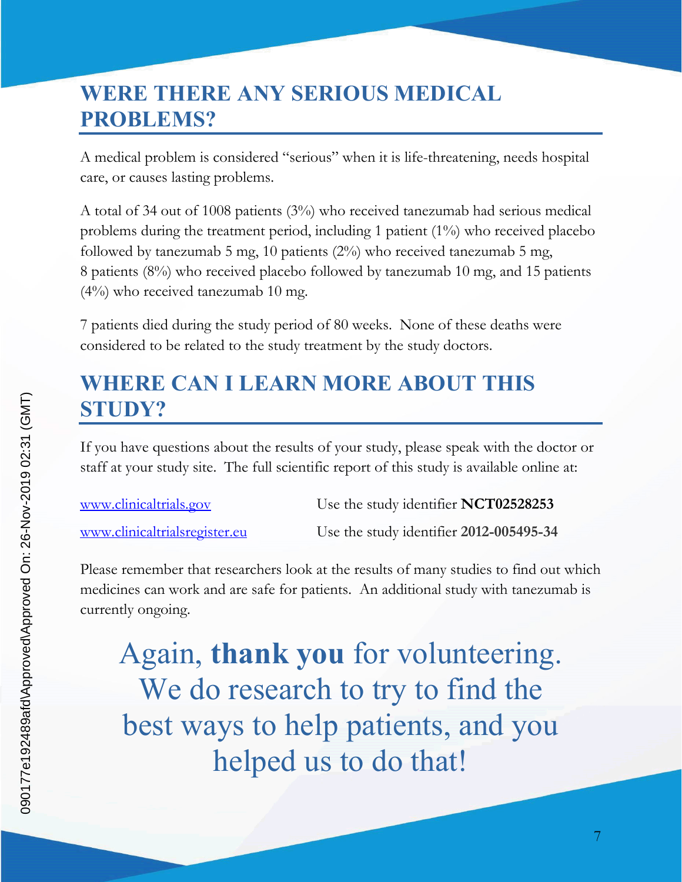## WERE THERE ANY SERIOUS MEDICAL PROBLEMS?

A medical problem is considered "serious" when it is life-threatening, needs hospital care, or causes lasting problems.

A total of 34 out of 1008 patients (3%) who received tanezumab had serious medical problems during the treatment period, including 1 patient (1%) who received placebo followed by tanezumab 5 mg, 10 patients (2%) who received tanezumab 5 mg, 8 patients (8%) who received placebo followed by tanezumab 10 mg, and 15 patients (4%) who received tanezumab 10 mg.

7 patients died during the study period of 80 weeks. None of these deaths were considered to be related to the study treatment by the study doctors.

## WHERE CAN I LEARN MORE ABOUT THIS STUDY?

If you have questions about the results of your study, please speak with the doctor or staff at your study site. The full scientific report of this study is available online at:

| | |
|---|---|
| www.clinicaltrials.gov | Use the study identifier **NCT02528253** |
| www.clinicaltrialsregister.eu | Use the study identifier **2012-005495-34** |

Please remember that researchers look at the results of many studies to find out which medicines can work and are safe for patients. An additional study with tanezumab is currently ongoing.

Again, **thank you** for volunteering. We do research to try to find the best ways to help patients, and you helped us to do that!